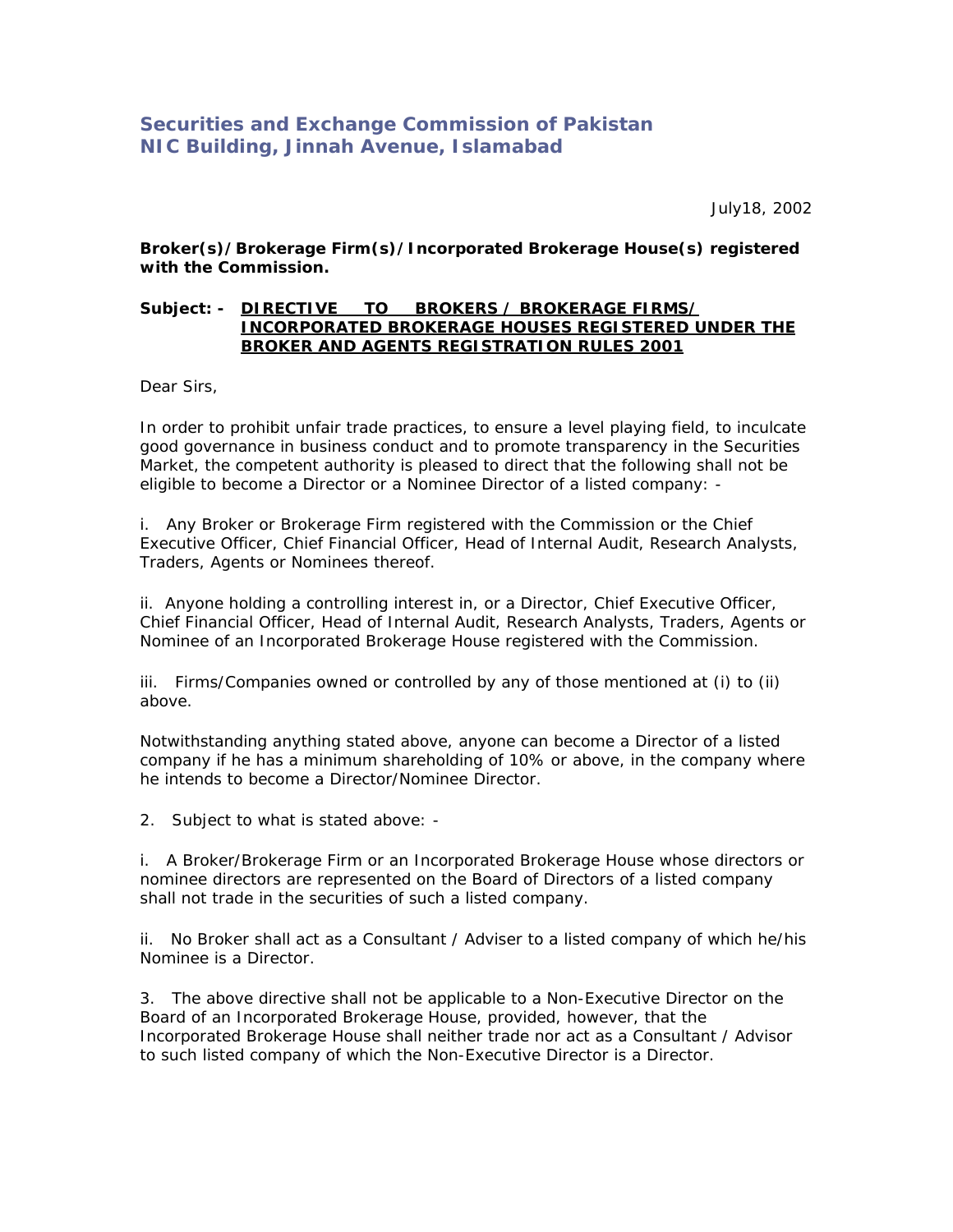# Securities and Exchange Commission of Pakistan
# NIC Building, Jinnah Avenue, Islamabad

July18, 2002

**Broker(s)/Brokerage Firm(s)/Incorporated Brokerage House(s) registered with the Commission.**

**Subject: - <u>DIRECTIVE TO BROKERS / BROKERAGE FIRMS/ INCORPORATED BROKERAGE HOUSES REGISTERED UNDER THE BROKER AND AGENTS REGISTRATION RULES 2001</u>**

Dear Sirs,

In order to prohibit unfair trade practices, to ensure a level playing field, to inculcate good governance in business conduct and to promote transparency in the Securities Market, the competent authority is pleased to direct that the following shall not be eligible to become a Director or a Nominee Director of a listed company: -

i. Any Broker or Brokerage Firm registered with the Commission or the Chief Executive Officer, Chief Financial Officer, Head of Internal Audit, Research Analysts, Traders, Agents or Nominees thereof.

ii. Anyone holding a controlling interest in, or a Director, Chief Executive Officer, Chief Financial Officer, Head of Internal Audit, Research Analysts, Traders, Agents or Nominee of an Incorporated Brokerage House registered with the Commission.

iii. Firms/Companies owned or controlled by any of those mentioned at (i) to (ii) above.

Notwithstanding anything stated above, anyone can become a Director of a listed company if he has a minimum shareholding of 10% or above, in the company where he intends to become a Director/Nominee Director.

2. Subject to what is stated above: -

i. A Broker/Brokerage Firm or an Incorporated Brokerage House whose directors or nominee directors are represented on the Board of Directors of a listed company shall not trade in the securities of such a listed company.

ii. No Broker shall act as a Consultant / Adviser to a listed company of which he/his Nominee is a Director.

3. The above directive shall not be applicable to a Non-Executive Director on the Board of an Incorporated Brokerage House, provided, however, that the Incorporated Brokerage House shall neither trade nor act as a Consultant / Advisor to such listed company of which the Non-Executive Director is a Director.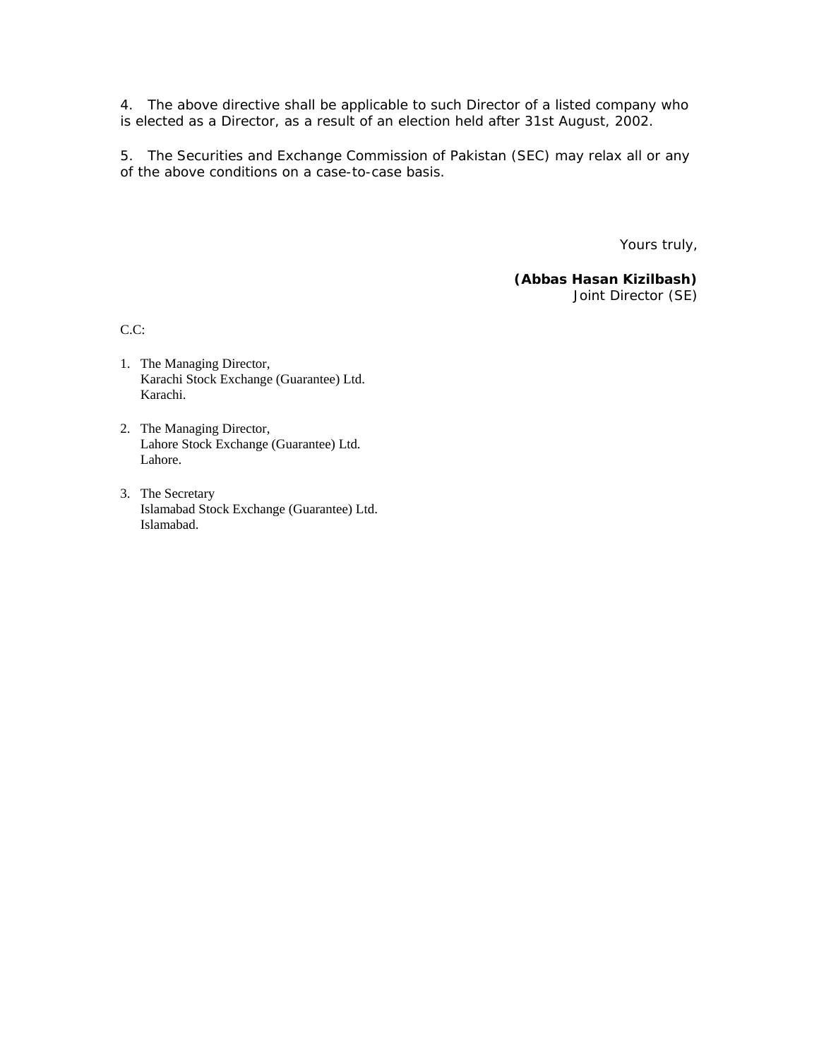4. The above directive shall be applicable to such Director of a listed company who is elected as a Director, as a result of an election held after 31st August, 2002.

5. The Securities and Exchange Commission of Pakistan (SEC) may relax all or any of the above conditions on a case-to-case basis.

Yours truly,

**(Abbas Hasan Kizilbash)**
Joint Director (SE)

C.C:

1. The Managing Director,
   Karachi Stock Exchange (Guarantee) Ltd.
   Karachi.

2. The Managing Director,
   Lahore Stock Exchange (Guarantee) Ltd.
   Lahore.

3. The Secretary
   Islamabad Stock Exchange (Guarantee) Ltd.
   Islamabad.